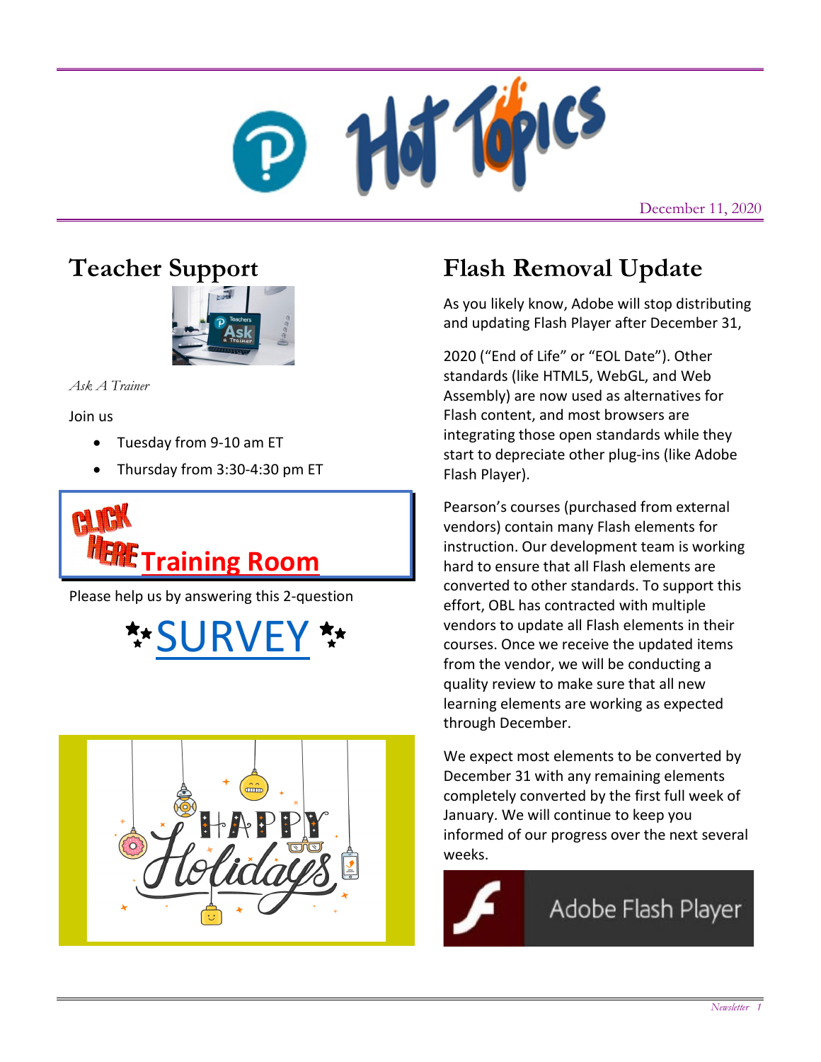# Hot Topics

December 11, 2020

## Teacher Support

*Ask A Trainer*

Join us

- Tuesday from 9-10 am ET
- Thursday from 3:30-4:30 pm ET

CLICK HERE **Training Room**

Please help us by answering this 2-question

SURVEY

## Flash Removal Update

As you likely know, Adobe will stop distributing and updating Flash Player after December 31, 2020 ("End of Life" or "EOL Date"). Other standards (like HTML5, WebGL, and Web Assembly) are now used as alternatives for Flash content, and most browsers are integrating those open standards while they start to depreciate other plug-ins (like Adobe Flash Player).

Pearson's courses (purchased from external vendors) contain many Flash elements for instruction. Our development team is working hard to ensure that all Flash elements are converted to other standards. To support this effort, OBL has contracted with multiple vendors to update all Flash elements in their courses. Once we receive the updated items from the vendor, we will be conducting a quality review to make sure that all new learning elements are working as expected through December.

We expect most elements to be converted by December 31 with any remaining elements completely converted by the first full week of January. We will continue to keep you informed of our progress over the next several weeks.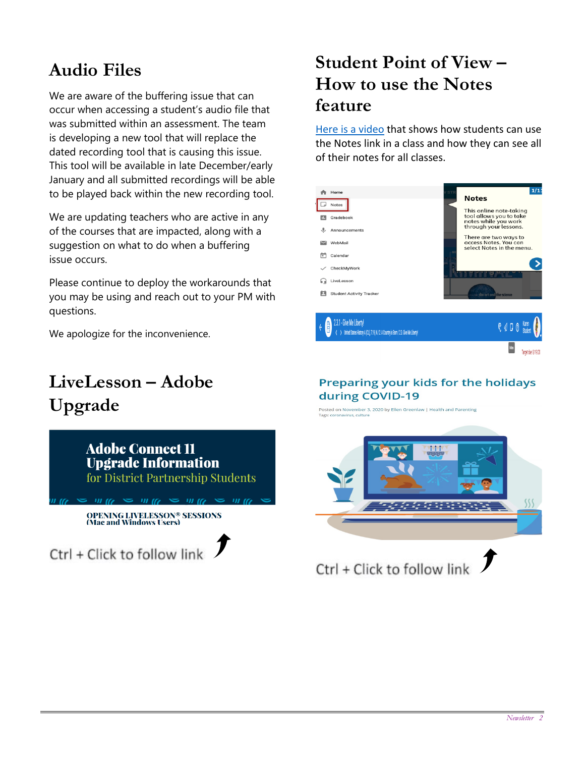## Audio Files

We are aware of the buffering issue that can occur when accessing a student's audio file that was submitted within an assessment. The team is developing a new tool that will replace the dated recording tool that is causing this issue. This tool will be available in late December/early January and all submitted recordings will be able to be played back within the new recording tool.

We are updating teachers who are active in any of the courses that are impacted, along with a suggestion on what to do when a buffering issue occurs.

Please continue to deploy the workarounds that you may be using and reach out to your PM with questions.

We apologize for the inconvenience.

## LiveLesson – Adobe Upgrade

**Adobe Connect 11 Upgrade Information**
for District Partnership Students

**OPENING LIVELESSON® SESSIONS**
**(Mac and Windows Users)**

Ctrl + Click to follow link

## Student Point of View – How to use the Notes feature

Here is a video that shows how students can use the Notes link in a class and how they can see all of their notes for all classes.

## Preparing your kids for the holidays during COVID-19

Posted on November 3, 2020 by Ellen Greenlaw | Health and Parenting
Tags: coronavirus, culture

Ctrl + Click to follow link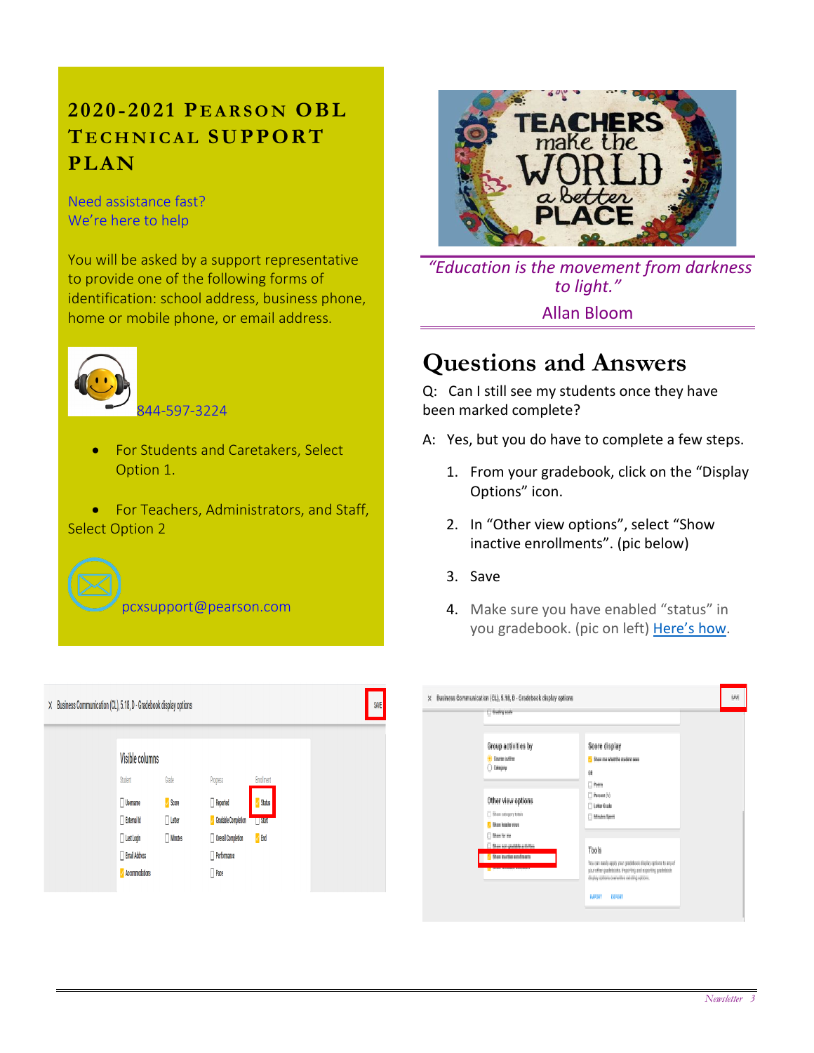## 2020-2021 Pearson OBL Technical Support Plan

Need assistance fast?
We're here to help

You will be asked by a support representative to provide one of the following forms of identification: school address, business phone, home or mobile phone, or email address.

844-597-3224

- For Students and Caretakers, Select Option 1.
- For Teachers, Administrators, and Staff, Select Option 2

pcxsupport@pearson.com

*"Education is the movement from darkness to light."*

Allan Bloom

# Questions and Answers

Q: Can I still see my students once they have been marked complete?

A: Yes, but you do have to complete a few steps.

1. From your gradebook, click on the "Display Options" icon.
2. In "Other view options", select "Show inactive enrollments". (pic below)
3. Save
4. Make sure you have enabled "status" in you gradebook. (pic on left) [Here's how](#).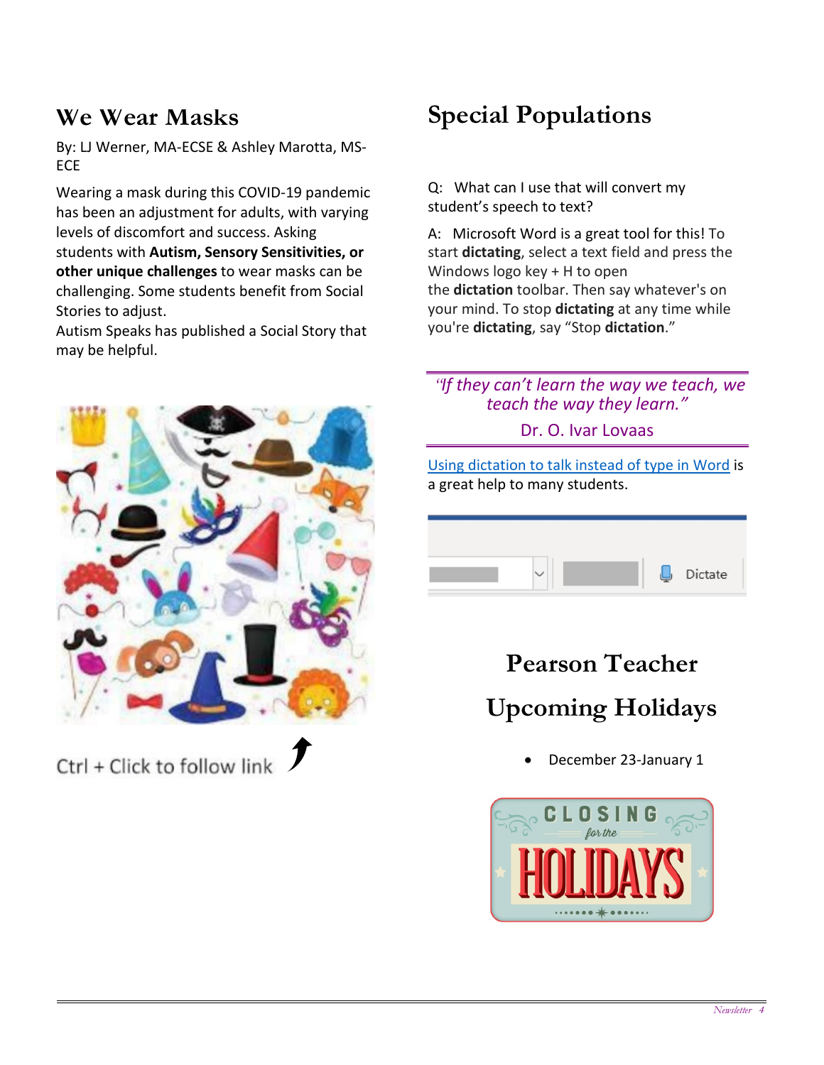## We Wear Masks

By: LJ Werner, MA-ECSE & Ashley Marotta, MS-ECE

Wearing a mask during this COVID-19 pandemic has been an adjustment for adults, with varying levels of discomfort and success. Asking students with **Autism, Sensory Sensitivities, or other unique challenges** to wear masks can be challenging. Some students benefit from Social Stories to adjust.
Autism Speaks has published a Social Story that may be helpful.

Ctrl + Click to follow link

## Special Populations

Q: What can I use that will convert my student's speech to text?

A: Microsoft Word is a great tool for this! To start **dictating**, select a text field and press the Windows logo key + H to open the **dictation** toolbar. Then say whatever's on your mind. To stop **dictating** at any time while you're **dictating**, say "Stop **dictation**."

*"If they can't learn the way we teach, we teach the way they learn."*

Dr. O. Ivar Lovaas

Using dictation to talk instead of type in Word is a great help to many students.

Dictate

## Pearson Teacher Upcoming Holidays

- December 23-January 1

CLOSING for the HOLIDAYS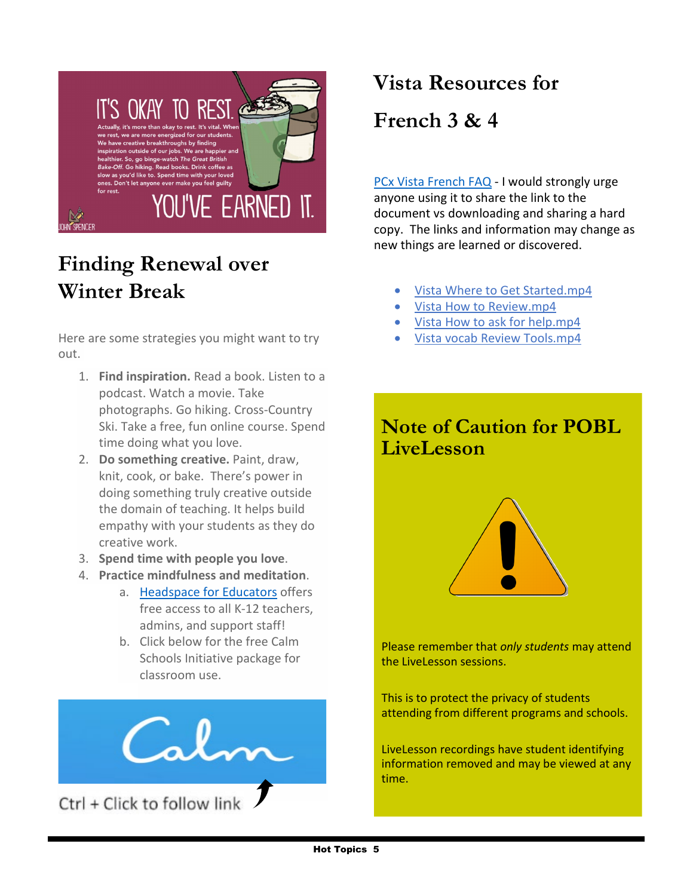IT'S OKAY TO REST.

Actually, it's more than okay to rest. It's vital. When we rest, we are more energized for our students. We have creative breakthroughs by finding inspiration outside of our jobs. We are happier and healthier. So, go binge-watch *The Great British Bake-Off*. Go hiking. Read books. Drink coffee as slow as you'd like to. Spend time with your loved ones. Don't let anyone ever make you feel guilty for rest.

YOU'VE EARNED IT.

JOHN SPENCER

## Finding Renewal over Winter Break

Here are some strategies you might want to try out.

1. **Find inspiration.** Read a book. Listen to a podcast. Watch a movie. Take photographs. Go hiking. Cross-Country Ski. Take a free, fun online course. Spend time doing what you love.
2. **Do something creative.** Paint, draw, knit, cook, or bake. There's power in doing something truly creative outside the domain of teaching. It helps build empathy with your students as they do creative work.
3. **Spend time with people you love**.
4. **Practice mindfulness and meditation**.
   a. Headspace for Educators offers free access to all K-12 teachers, admins, and support staff!
   b. Click below for the free Calm Schools Initiative package for classroom use.

Calm

Ctrl + Click to follow link

## Vista Resources for French 3 & 4

PCx Vista French FAQ - I would strongly urge anyone using it to share the link to the document vs downloading and sharing a hard copy. The links and information may change as new things are learned or discovered.

- Vista Where to Get Started.mp4
- Vista How to Review.mp4
- Vista How to ask for help.mp4
- Vista vocab Review Tools.mp4

## Note of Caution for POBL LiveLesson

Please remember that *only students* may attend the LiveLesson sessions.

This is to protect the privacy of students attending from different programs and schools.

LiveLesson recordings have student identifying information removed and may be viewed at any time.